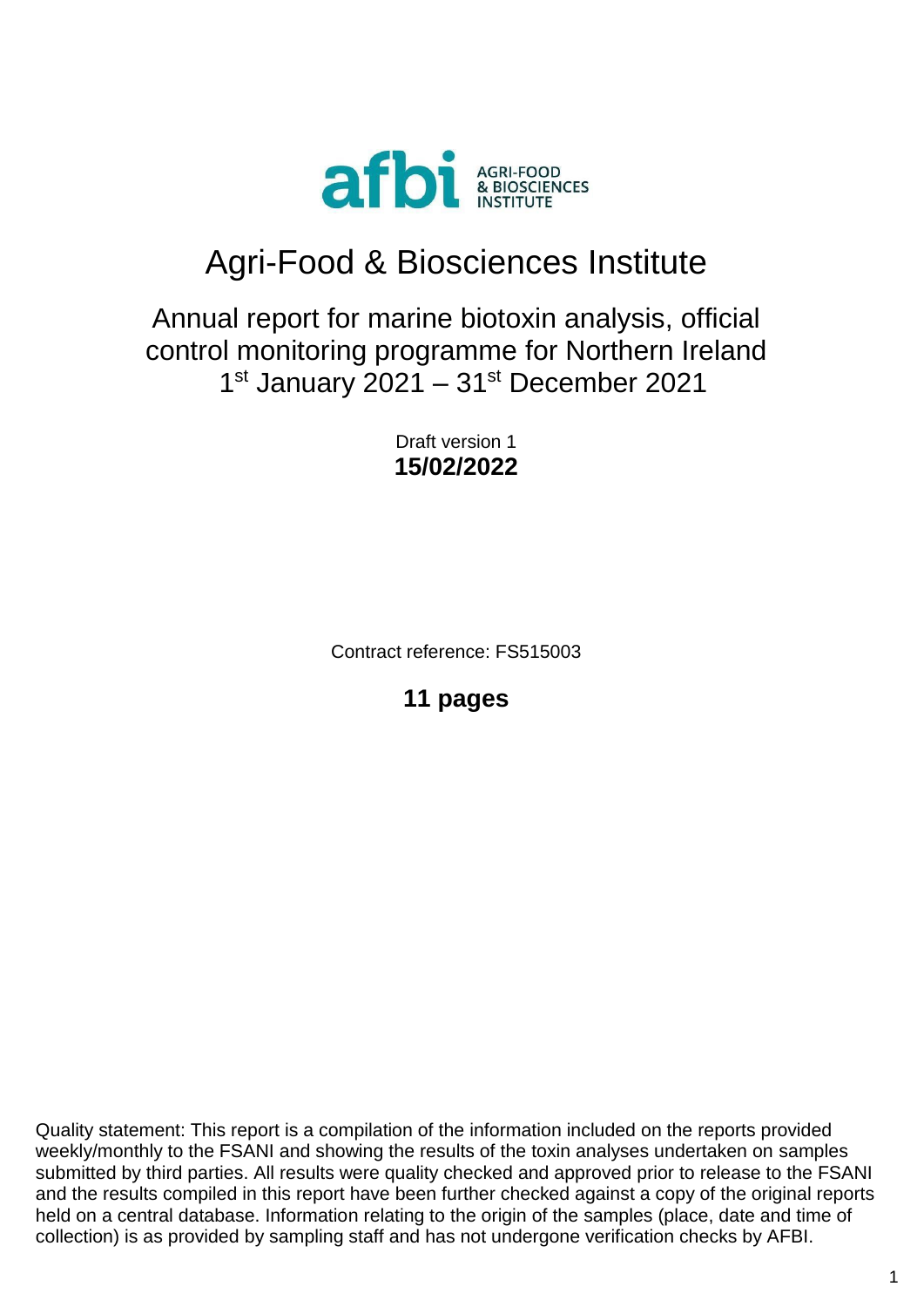# Agri-Food & Biosciences Institute

## Annual report for marine biotoxin analysis, official control monitoring programme for Northern Ireland 1st January 2021 – 31st December 2021

Draft version 1
**15/02/2022**

Contract reference: FS515003

**11 pages**

Quality statement: This report is a compilation of the information included on the reports provided weekly/monthly to the FSANI and showing the results of the toxin analyses undertaken on samples submitted by third parties. All results were quality checked and approved prior to release to the FSANI and the results compiled in this report have been further checked against a copy of the original reports held on a central database. Information relating to the origin of the samples (place, date and time of collection) is as provided by sampling staff and has not undergone verification checks by AFBI.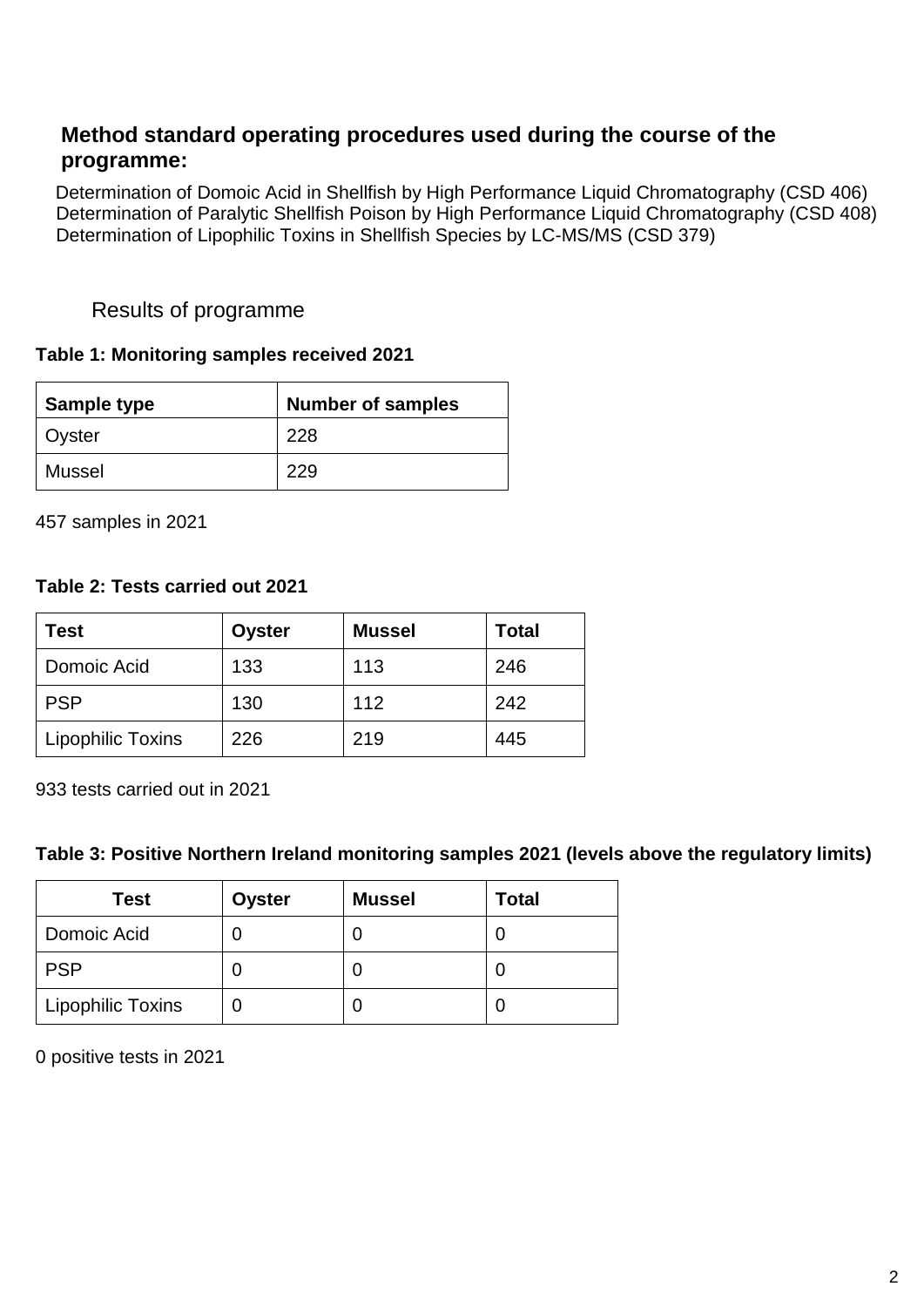## Method standard operating procedures used during the course of the programme:

Determination of Domoic Acid in Shellfish by High Performance Liquid Chromatography (CSD 406)
Determination of Paralytic Shellfish Poison by High Performance Liquid Chromatography (CSD 408)
Determination of Lipophilic Toxins in Shellfish Species by LC-MS/MS (CSD 379)

## Results of programme

**Table 1: Monitoring samples received 2021**

| Sample type | Number of samples |
|---|---|
| Oyster | 228 |
| Mussel | 229 |

457 samples in 2021

**Table 2: Tests carried out 2021**

| Test | Oyster | Mussel | Total |
|---|---|---|---|
| Domoic Acid | 133 | 113 | 246 |
| PSP | 130 | 112 | 242 |
| Lipophilic Toxins | 226 | 219 | 445 |

933 tests carried out in 2021

**Table 3: Positive Northern Ireland monitoring samples 2021 (levels above the regulatory limits)**

| Test | Oyster | Mussel | Total |
|---|---|---|---|
| Domoic Acid | 0 | 0 | 0 |
| PSP | 0 | 0 | 0 |
| Lipophilic Toxins | 0 | 0 | 0 |

0 positive tests in 2021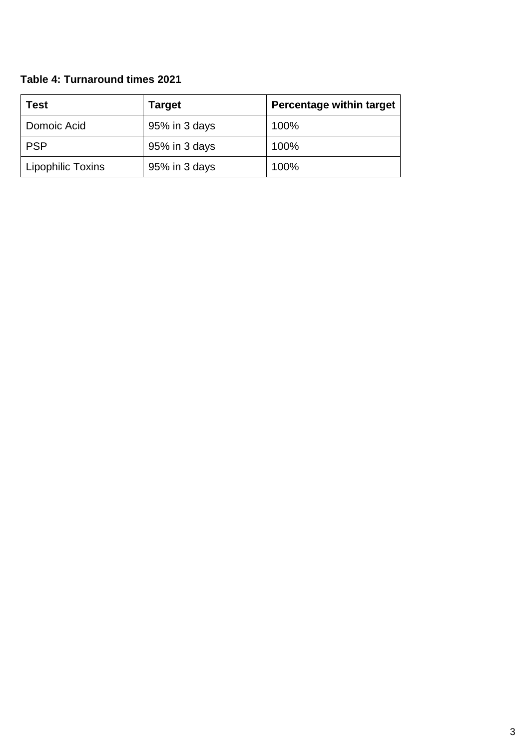**Table 4: Turnaround times 2021**

| Test | Target | Percentage within target |
|---|---|---|
| Domoic Acid | 95% in 3 days | 100% |
| PSP | 95% in 3 days | 100% |
| Lipophilic Toxins | 95% in 3 days | 100% |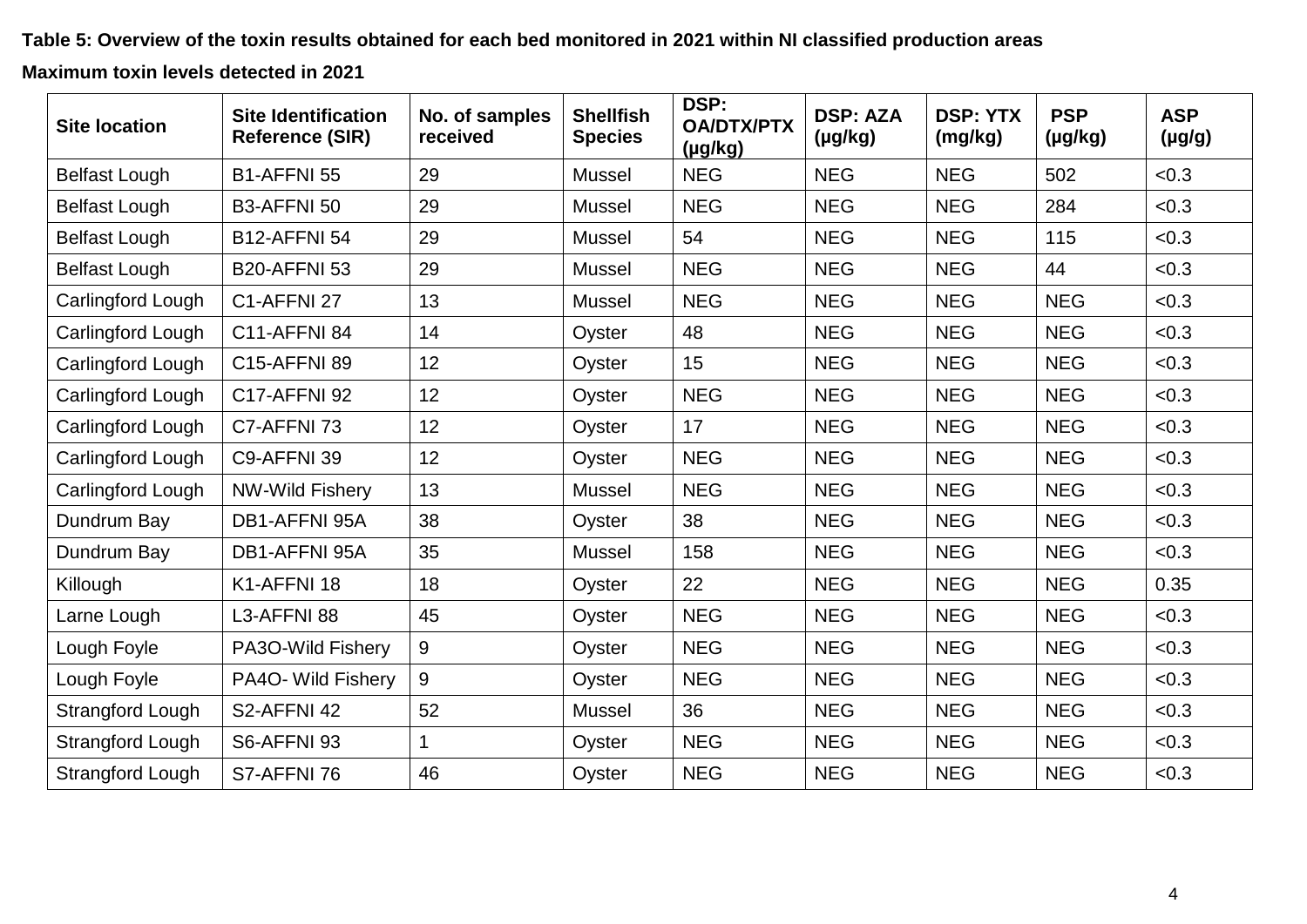**Table 5: Overview of the toxin results obtained for each bed monitored in 2021 within NI classified production areas**

**Maximum toxin levels detected in 2021**

| Site location | Site Identification Reference (SIR) | No. of samples received | Shellfish Species | DSP: OA/DTX/PTX (µg/kg) | DSP: AZA (µg/kg) | DSP: YTX (mg/kg) | PSP (µg/kg) | ASP (µg/g) |
|---|---|---|---|---|---|---|---|---|
| Belfast Lough | B1-AFFNI 55 | 29 | Mussel | NEG | NEG | NEG | 502 | <0.3 |
| Belfast Lough | B3-AFFNI 50 | 29 | Mussel | NEG | NEG | NEG | 284 | <0.3 |
| Belfast Lough | B12-AFFNI 54 | 29 | Mussel | 54 | NEG | NEG | 115 | <0.3 |
| Belfast Lough | B20-AFFNI 53 | 29 | Mussel | NEG | NEG | NEG | 44 | <0.3 |
| Carlingford Lough | C1-AFFNI 27 | 13 | Mussel | NEG | NEG | NEG | NEG | <0.3 |
| Carlingford Lough | C11-AFFNI 84 | 14 | Oyster | 48 | NEG | NEG | NEG | <0.3 |
| Carlingford Lough | C15-AFFNI 89 | 12 | Oyster | 15 | NEG | NEG | NEG | <0.3 |
| Carlingford Lough | C17-AFFNI 92 | 12 | Oyster | NEG | NEG | NEG | NEG | <0.3 |
| Carlingford Lough | C7-AFFNI 73 | 12 | Oyster | 17 | NEG | NEG | NEG | <0.3 |
| Carlingford Lough | C9-AFFNI 39 | 12 | Oyster | NEG | NEG | NEG | NEG | <0.3 |
| Carlingford Lough | NW-Wild Fishery | 13 | Mussel | NEG | NEG | NEG | NEG | <0.3 |
| Dundrum Bay | DB1-AFFNI 95A | 38 | Oyster | 38 | NEG | NEG | NEG | <0.3 |
| Dundrum Bay | DB1-AFFNI 95A | 35 | Mussel | 158 | NEG | NEG | NEG | <0.3 |
| Killough | K1-AFFNI 18 | 18 | Oyster | 22 | NEG | NEG | NEG | 0.35 |
| Larne Lough | L3-AFFNI 88 | 45 | Oyster | NEG | NEG | NEG | NEG | <0.3 |
| Lough Foyle | PA3O-Wild Fishery | 9 | Oyster | NEG | NEG | NEG | NEG | <0.3 |
| Lough Foyle | PA4O- Wild Fishery | 9 | Oyster | NEG | NEG | NEG | NEG | <0.3 |
| Strangford Lough | S2-AFFNI 42 | 52 | Mussel | 36 | NEG | NEG | NEG | <0.3 |
| Strangford Lough | S6-AFFNI 93 | 1 | Oyster | NEG | NEG | NEG | NEG | <0.3 |
| Strangford Lough | S7-AFFNI 76 | 46 | Oyster | NEG | NEG | NEG | NEG | <0.3 |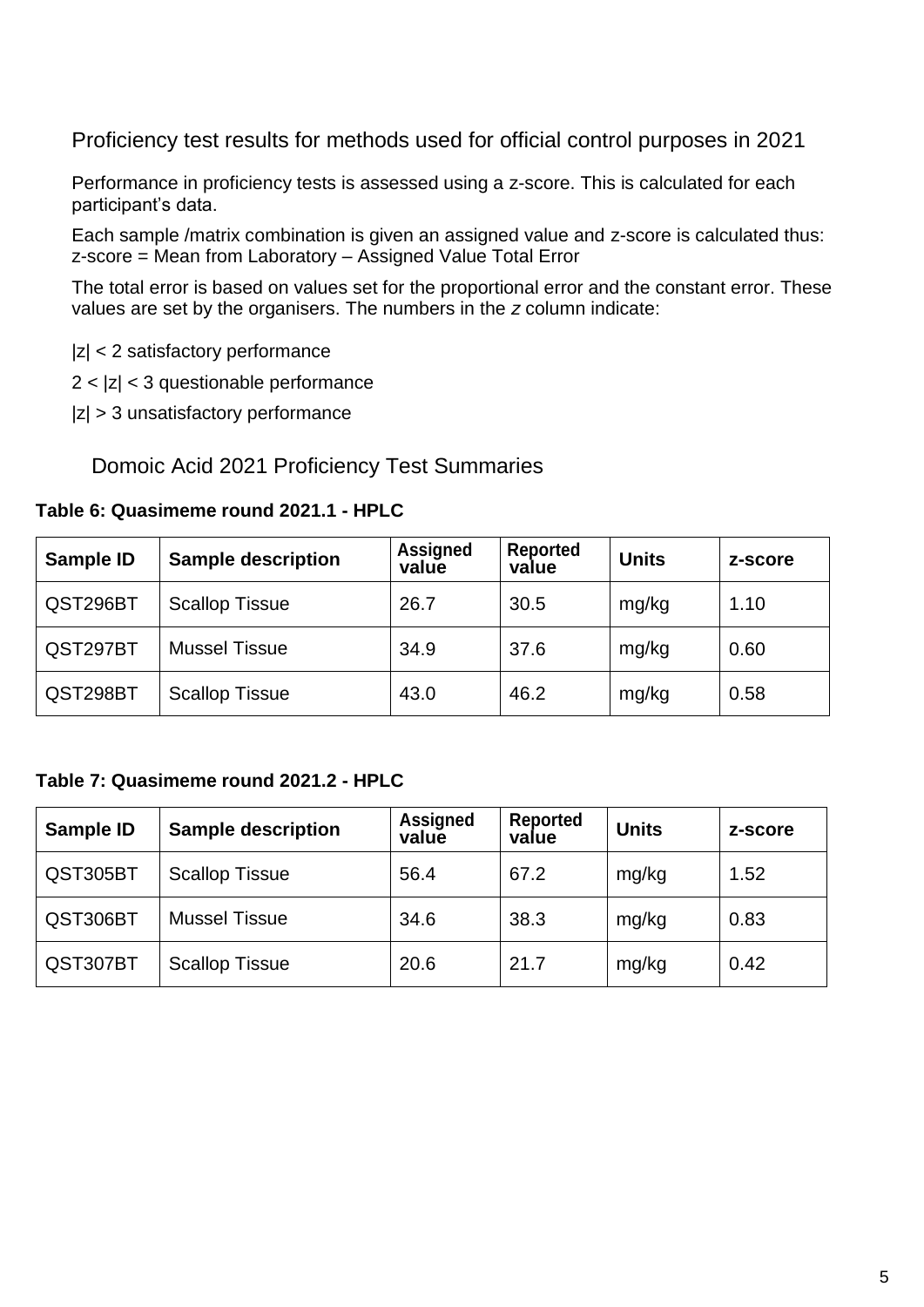## Proficiency test results for methods used for official control purposes in 2021

Performance in proficiency tests is assessed using a z-score. This is calculated for each participant's data.

Each sample /matrix combination is given an assigned value and z-score is calculated thus: z-score = Mean from Laboratory – Assigned Value Total Error

The total error is based on values set for the proportional error and the constant error. These values are set by the organisers. The numbers in the *z* column indicate:

|z| < 2 satisfactory performance

2 < |z| < 3 questionable performance

|z| > 3 unsatisfactory performance

### Domoic Acid 2021 Proficiency Test Summaries

**Table 6: Quasimeme round 2021.1 - HPLC**

| Sample ID | Sample description | Assigned value | Reported value | Units | z-score |
|---|---|---|---|---|---|
| QST296BT | Scallop Tissue | 26.7 | 30.5 | mg/kg | 1.10 |
| QST297BT | Mussel Tissue | 34.9 | 37.6 | mg/kg | 0.60 |
| QST298BT | Scallop Tissue | 43.0 | 46.2 | mg/kg | 0.58 |

**Table 7: Quasimeme round 2021.2 - HPLC**

| Sample ID | Sample description | Assigned value | Reported value | Units | z-score |
|---|---|---|---|---|---|
| QST305BT | Scallop Tissue | 56.4 | 67.2 | mg/kg | 1.52 |
| QST306BT | Mussel Tissue | 34.6 | 38.3 | mg/kg | 0.83 |
| QST307BT | Scallop Tissue | 20.6 | 21.7 | mg/kg | 0.42 |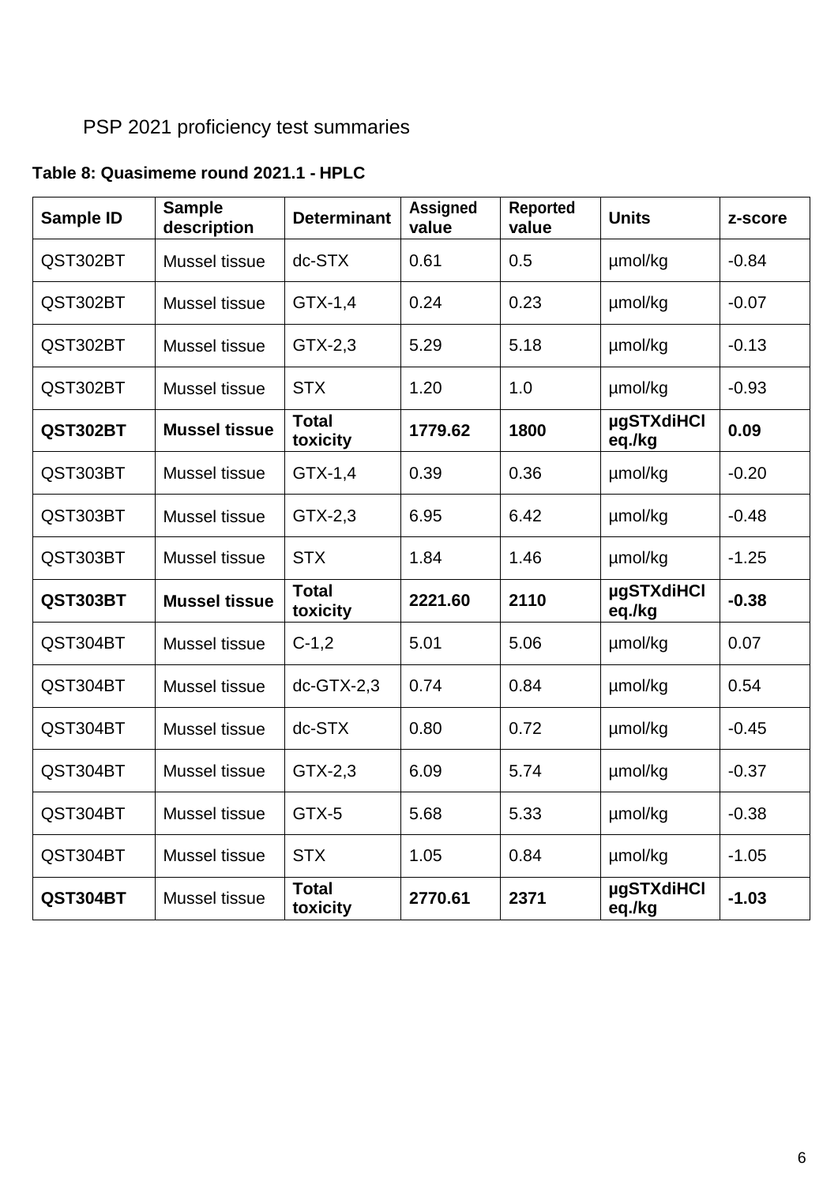PSP 2021 proficiency test summaries

**Table 8: Quasimeme round 2021.1 - HPLC**

| Sample ID | Sample description | Determinant | Assigned value | Reported value | Units | z-score |
|---|---|---|---|---|---|---|
| QST302BT | Mussel tissue | dc-STX | 0.61 | 0.5 | µmol/kg | -0.84 |
| QST302BT | Mussel tissue | GTX-1,4 | 0.24 | 0.23 | µmol/kg | -0.07 |
| QST302BT | Mussel tissue | GTX-2,3 | 5.29 | 5.18 | µmol/kg | -0.13 |
| QST302BT | Mussel tissue | STX | 1.20 | 1.0 | µmol/kg | -0.93 |
| **QST302BT** | **Mussel tissue** | **Total toxicity** | **1779.62** | **1800** | **µgSTXdiHCl eq./kg** | **0.09** |
| QST303BT | Mussel tissue | GTX-1,4 | 0.39 | 0.36 | µmol/kg | -0.20 |
| QST303BT | Mussel tissue | GTX-2,3 | 6.95 | 6.42 | µmol/kg | -0.48 |
| QST303BT | Mussel tissue | STX | 1.84 | 1.46 | µmol/kg | -1.25 |
| **QST303BT** | **Mussel tissue** | **Total toxicity** | **2221.60** | **2110** | **µgSTXdiHCl eq./kg** | **-0.38** |
| QST304BT | Mussel tissue | C-1,2 | 5.01 | 5.06 | µmol/kg | 0.07 |
| QST304BT | Mussel tissue | dc-GTX-2,3 | 0.74 | 0.84 | µmol/kg | 0.54 |
| QST304BT | Mussel tissue | dc-STX | 0.80 | 0.72 | µmol/kg | -0.45 |
| QST304BT | Mussel tissue | GTX-2,3 | 6.09 | 5.74 | µmol/kg | -0.37 |
| QST304BT | Mussel tissue | GTX-5 | 5.68 | 5.33 | µmol/kg | -0.38 |
| QST304BT | Mussel tissue | STX | 1.05 | 0.84 | µmol/kg | -1.05 |
| **QST304BT** | Mussel tissue | **Total toxicity** | **2770.61** | **2371** | **µgSTXdiHCl eq./kg** | **-1.03** |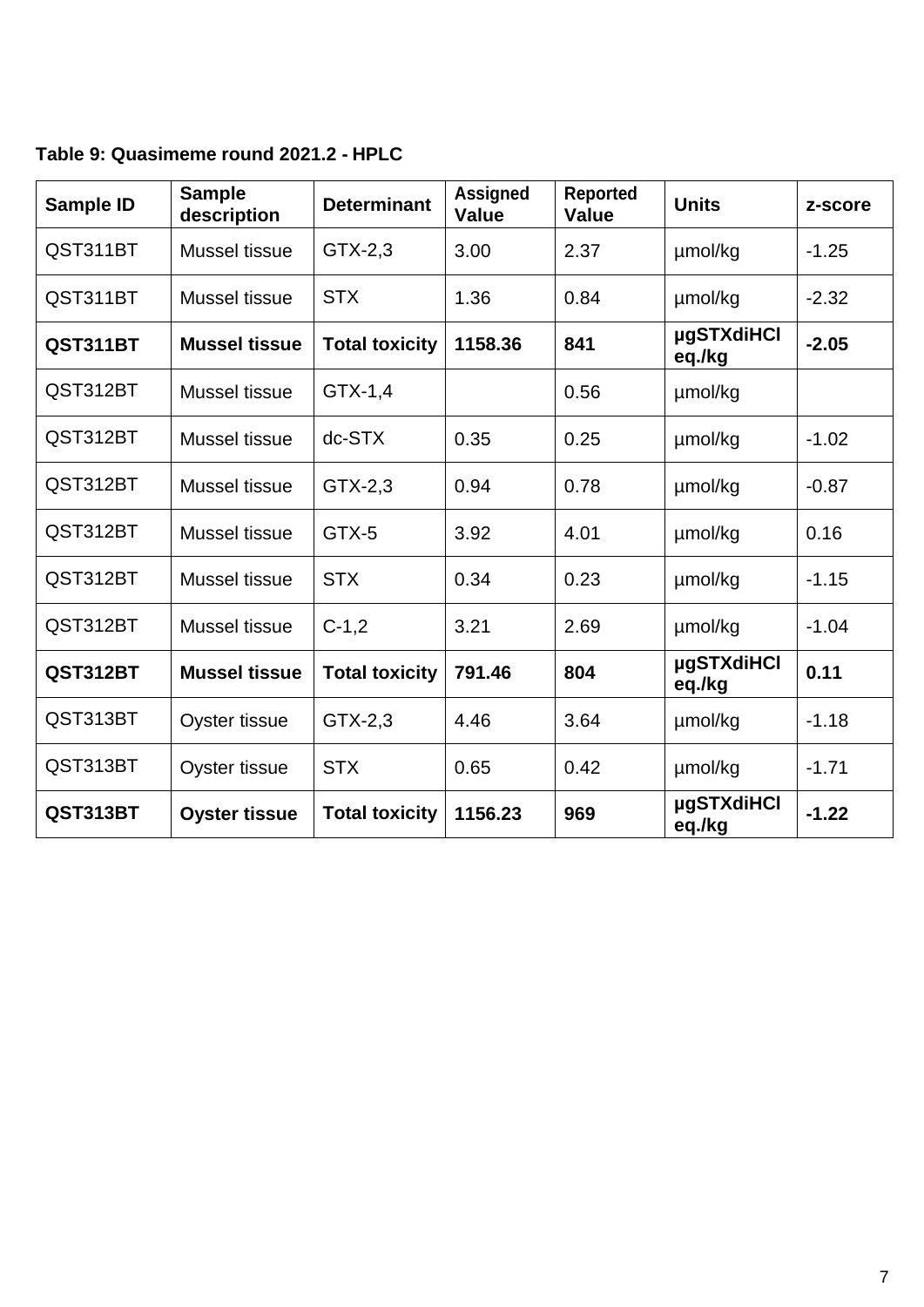**Table 9: Quasimeme round 2021.2 - HPLC**

| Sample ID | Sample description | Determinant | Assigned Value | Reported Value | Units | z-score |
|---|---|---|---|---|---|---|
| QST311BT | Mussel tissue | GTX-2,3 | 3.00 | 2.37 | µmol/kg | -1.25 |
| QST311BT | Mussel tissue | STX | 1.36 | 0.84 | µmol/kg | -2.32 |
| **QST311BT** | **Mussel tissue** | **Total toxicity** | **1158.36** | **841** | **µgSTXdiHCl eq./kg** | **-2.05** |
| QST312BT | Mussel tissue | GTX-1,4 | | 0.56 | µmol/kg | |
| QST312BT | Mussel tissue | dc-STX | 0.35 | 0.25 | µmol/kg | -1.02 |
| QST312BT | Mussel tissue | GTX-2,3 | 0.94 | 0.78 | µmol/kg | -0.87 |
| QST312BT | Mussel tissue | GTX-5 | 3.92 | 4.01 | µmol/kg | 0.16 |
| QST312BT | Mussel tissue | STX | 0.34 | 0.23 | µmol/kg | -1.15 |
| QST312BT | Mussel tissue | C-1,2 | 3.21 | 2.69 | µmol/kg | -1.04 |
| **QST312BT** | **Mussel tissue** | **Total toxicity** | **791.46** | **804** | **µgSTXdiHCl eq./kg** | **0.11** |
| QST313BT | Oyster tissue | GTX-2,3 | 4.46 | 3.64 | µmol/kg | -1.18 |
| QST313BT | Oyster tissue | STX | 0.65 | 0.42 | µmol/kg | -1.71 |
| **QST313BT** | **Oyster tissue** | **Total toxicity** | **1156.23** | **969** | **µgSTXdiHCl eq./kg** | **-1.22** |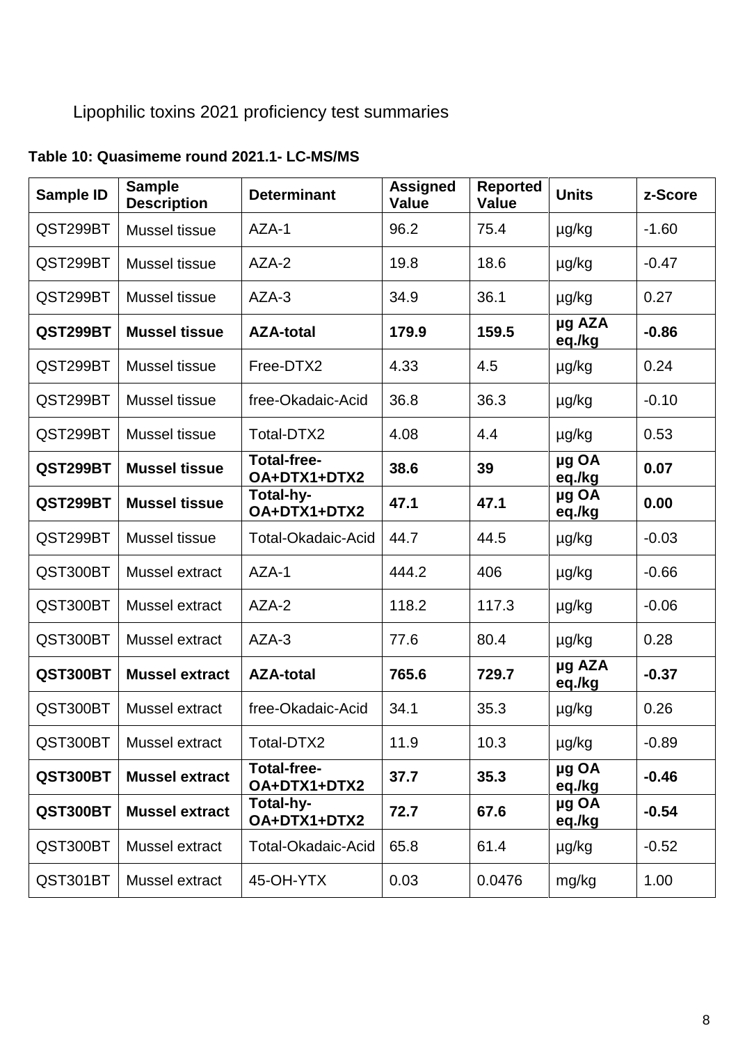Lipophilic toxins 2021 proficiency test summaries

**Table 10: Quasimeme round 2021.1- LC-MS/MS**

| Sample ID | Sample Description | Determinant | Assigned Value | Reported Value | Units | z-Score |
|---|---|---|---|---|---|---|
| QST299BT | Mussel tissue | AZA-1 | 96.2 | 75.4 | µg/kg | -1.60 |
| QST299BT | Mussel tissue | AZA-2 | 19.8 | 18.6 | µg/kg | -0.47 |
| QST299BT | Mussel tissue | AZA-3 | 34.9 | 36.1 | µg/kg | 0.27 |
| **QST299BT** | **Mussel tissue** | **AZA-total** | **179.9** | **159.5** | **µg AZA eq./kg** | **-0.86** |
| QST299BT | Mussel tissue | Free-DTX2 | 4.33 | 4.5 | µg/kg | 0.24 |
| QST299BT | Mussel tissue | free-Okadaic-Acid | 36.8 | 36.3 | µg/kg | -0.10 |
| QST299BT | Mussel tissue | Total-DTX2 | 4.08 | 4.4 | µg/kg | 0.53 |
| **QST299BT** | **Mussel tissue** | **Total-free-OA+DTX1+DTX2** | **38.6** | **39** | **µg OA eq./kg** | **0.07** |
| **QST299BT** | **Mussel tissue** | **Total-hy-OA+DTX1+DTX2** | **47.1** | **47.1** | **µg OA eq./kg** | **0.00** |
| QST299BT | Mussel tissue | Total-Okadaic-Acid | 44.7 | 44.5 | µg/kg | -0.03 |
| QST300BT | Mussel extract | AZA-1 | 444.2 | 406 | µg/kg | -0.66 |
| QST300BT | Mussel extract | AZA-2 | 118.2 | 117.3 | µg/kg | -0.06 |
| QST300BT | Mussel extract | AZA-3 | 77.6 | 80.4 | µg/kg | 0.28 |
| **QST300BT** | **Mussel extract** | **AZA-total** | **765.6** | **729.7** | **µg AZA eq./kg** | **-0.37** |
| QST300BT | Mussel extract | free-Okadaic-Acid | 34.1 | 35.3 | µg/kg | 0.26 |
| QST300BT | Mussel extract | Total-DTX2 | 11.9 | 10.3 | µg/kg | -0.89 |
| **QST300BT** | **Mussel extract** | **Total-free-OA+DTX1+DTX2** | **37.7** | **35.3** | **µg OA eq./kg** | **-0.46** |
| **QST300BT** | **Mussel extract** | **Total-hy-OA+DTX1+DTX2** | **72.7** | **67.6** | **µg OA eq./kg** | **-0.54** |
| QST300BT | Mussel extract | Total-Okadaic-Acid | 65.8 | 61.4 | µg/kg | -0.52 |
| QST301BT | Mussel extract | 45-OH-YTX | 0.03 | 0.0476 | mg/kg | 1.00 |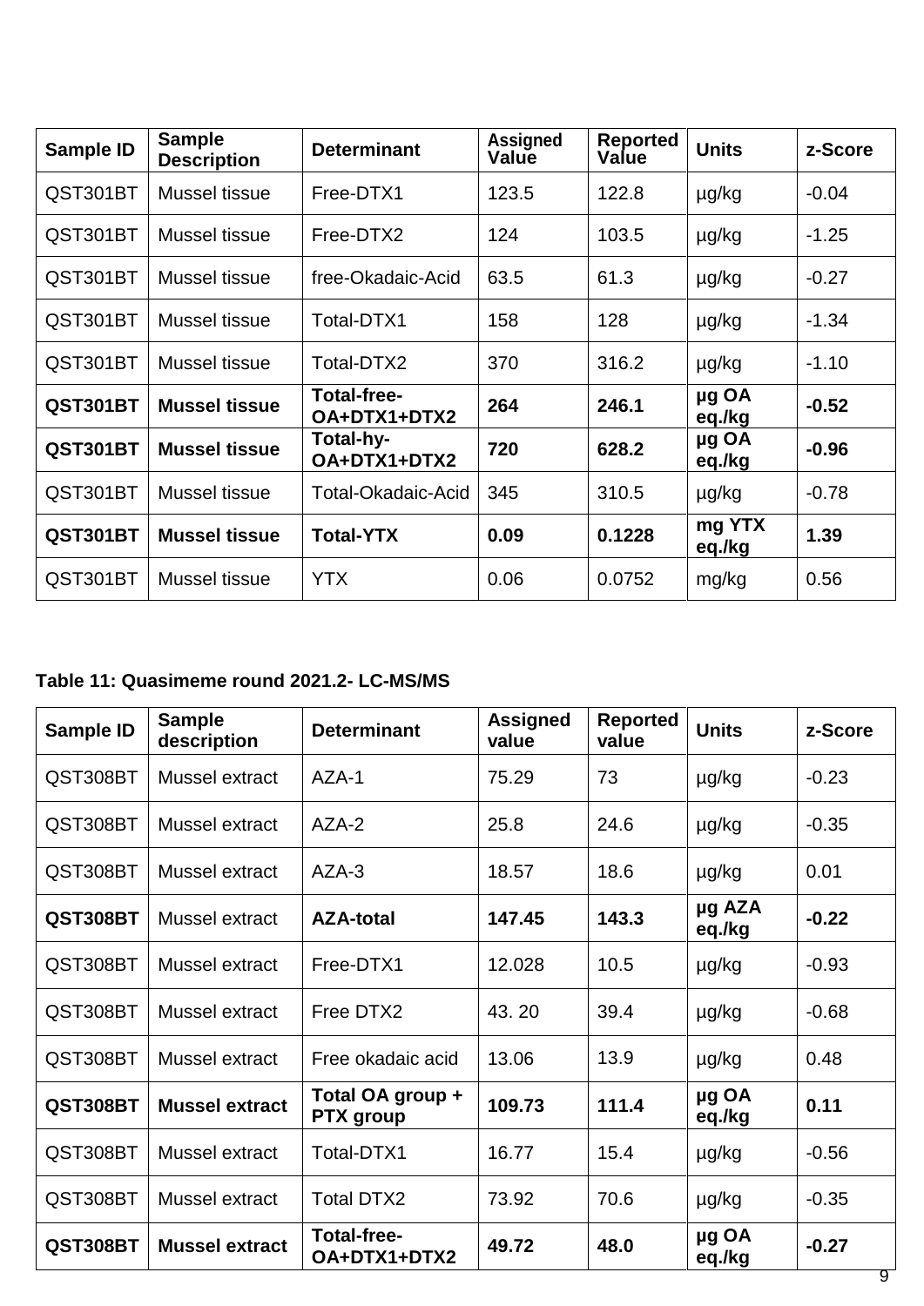| Sample ID | Sample Description | Determinant | Assigned Value | Reported Value | Units | z-Score |
|---|---|---|---|---|---|---|
| QST301BT | Mussel tissue | Free-DTX1 | 123.5 | 122.8 | µg/kg | -0.04 |
| QST301BT | Mussel tissue | Free-DTX2 | 124 | 103.5 | µg/kg | -1.25 |
| QST301BT | Mussel tissue | free-Okadaic-Acid | 63.5 | 61.3 | µg/kg | -0.27 |
| QST301BT | Mussel tissue | Total-DTX1 | 158 | 128 | µg/kg | -1.34 |
| QST301BT | Mussel tissue | Total-DTX2 | 370 | 316.2 | µg/kg | -1.10 |
| **QST301BT** | **Mussel tissue** | **Total-free-OA+DTX1+DTX2** | **264** | **246.1** | **µg OA eq./kg** | **-0.52** |
| **QST301BT** | **Mussel tissue** | **Total-hy-OA+DTX1+DTX2** | **720** | **628.2** | **µg OA eq./kg** | **-0.96** |
| QST301BT | Mussel tissue | Total-Okadaic-Acid | 345 | 310.5 | µg/kg | -0.78 |
| **QST301BT** | **Mussel tissue** | **Total-YTX** | **0.09** | **0.1228** | **mg YTX eq./kg** | **1.39** |
| QST301BT | Mussel tissue | YTX | 0.06 | 0.0752 | mg/kg | 0.56 |

**Table 11: Quasimeme round 2021.2- LC-MS/MS**

| Sample ID | Sample description | Determinant | Assigned value | Reported value | Units | z-Score |
|---|---|---|---|---|---|---|
| QST308BT | Mussel extract | AZA-1 | 75.29 | 73 | µg/kg | -0.23 |
| QST308BT | Mussel extract | AZA-2 | 25.8 | 24.6 | µg/kg | -0.35 |
| QST308BT | Mussel extract | AZA-3 | 18.57 | 18.6 | µg/kg | 0.01 |
| **QST308BT** | Mussel extract | **AZA-total** | **147.45** | **143.3** | **µg AZA eq./kg** | **-0.22** |
| QST308BT | Mussel extract | Free-DTX1 | 12.028 | 10.5 | µg/kg | -0.93 |
| QST308BT | Mussel extract | Free DTX2 | 43. 20 | 39.4 | µg/kg | -0.68 |
| QST308BT | Mussel extract | Free okadaic acid | 13.06 | 13.9 | µg/kg | 0.48 |
| **QST308BT** | **Mussel extract** | **Total OA group + PTX group** | **109.73** | **111.4** | **µg OA eq./kg** | **0.11** |
| QST308BT | Mussel extract | Total-DTX1 | 16.77 | 15.4 | µg/kg | -0.56 |
| QST308BT | Mussel extract | Total DTX2 | 73.92 | 70.6 | µg/kg | -0.35 |
| **QST308BT** | **Mussel extract** | **Total-free-OA+DTX1+DTX2** | **49.72** | **48.0** | **µg OA eq./kg** | **-0.27** |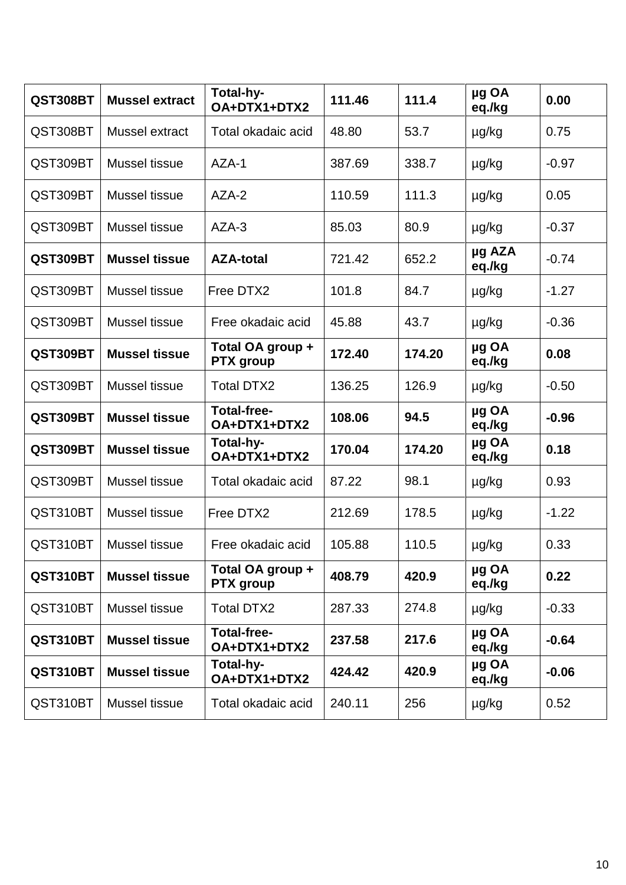| | | | | | | |
|---|---|---|---|---|---|---|
| **QST308BT** | **Mussel extract** | **Total-hy-OA+DTX1+DTX2** | **111.46** | **111.4** | **µg OA eq./kg** | **0.00** |
| QST308BT | Mussel extract | Total okadaic acid | 48.80 | 53.7 | µg/kg | 0.75 |
| QST309BT | Mussel tissue | AZA-1 | 387.69 | 338.7 | µg/kg | -0.97 |
| QST309BT | Mussel tissue | AZA-2 | 110.59 | 111.3 | µg/kg | 0.05 |
| QST309BT | Mussel tissue | AZA-3 | 85.03 | 80.9 | µg/kg | -0.37 |
| **QST309BT** | **Mussel tissue** | **AZA-total** | 721.42 | 652.2 | **µg AZA eq./kg** | -0.74 |
| QST309BT | Mussel tissue | Free DTX2 | 101.8 | 84.7 | µg/kg | -1.27 |
| QST309BT | Mussel tissue | Free okadaic acid | 45.88 | 43.7 | µg/kg | -0.36 |
| **QST309BT** | **Mussel tissue** | **Total OA group + PTX group** | **172.40** | **174.20** | **µg OA eq./kg** | **0.08** |
| QST309BT | Mussel tissue | Total DTX2 | 136.25 | 126.9 | µg/kg | -0.50 |
| **QST309BT** | **Mussel tissue** | **Total-free-OA+DTX1+DTX2** | **108.06** | **94.5** | **µg OA eq./kg** | **-0.96** |
| **QST309BT** | **Mussel tissue** | **Total-hy-OA+DTX1+DTX2** | **170.04** | **174.20** | **µg OA eq./kg** | **0.18** |
| QST309BT | Mussel tissue | Total okadaic acid | 87.22 | 98.1 | µg/kg | 0.93 |
| QST310BT | Mussel tissue | Free DTX2 | 212.69 | 178.5 | µg/kg | -1.22 |
| QST310BT | Mussel tissue | Free okadaic acid | 105.88 | 110.5 | µg/kg | 0.33 |
| **QST310BT** | **Mussel tissue** | **Total OA group + PTX group** | **408.79** | **420.9** | **µg OA eq./kg** | **0.22** |
| QST310BT | Mussel tissue | Total DTX2 | 287.33 | 274.8 | µg/kg | -0.33 |
| **QST310BT** | **Mussel tissue** | **Total-free-OA+DTX1+DTX2** | **237.58** | **217.6** | **µg OA eq./kg** | **-0.64** |
| **QST310BT** | **Mussel tissue** | **Total-hy-OA+DTX1+DTX2** | **424.42** | **420.9** | **µg OA eq./kg** | **-0.06** |
| QST310BT | Mussel tissue | Total okadaic acid | 240.11 | 256 | µg/kg | 0.52 |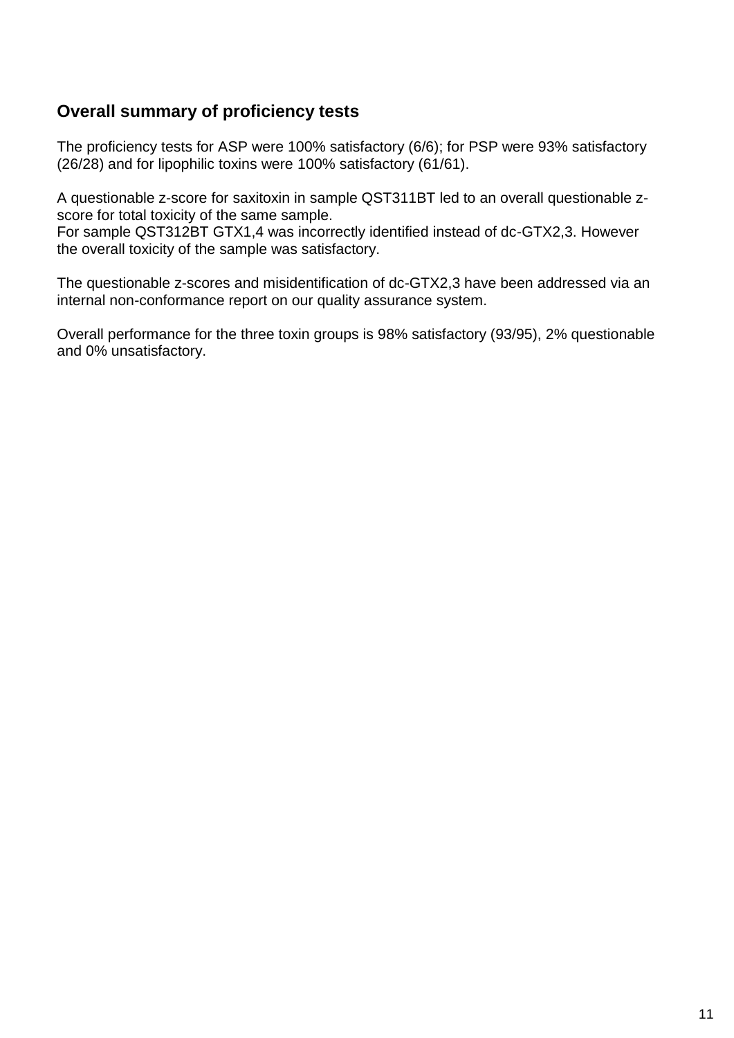## Overall summary of proficiency tests

The proficiency tests for ASP were 100% satisfactory (6/6); for PSP were 93% satisfactory (26/28) and for lipophilic toxins were 100% satisfactory (61/61).

A questionable z-score for saxitoxin in sample QST311BT led to an overall questionable z-score for total toxicity of the same sample.
For sample QST312BT GTX1,4 was incorrectly identified instead of dc-GTX2,3. However the overall toxicity of the sample was satisfactory.

The questionable z-scores and misidentification of dc-GTX2,3 have been addressed via an internal non-conformance report on our quality assurance system.

Overall performance for the three toxin groups is 98% satisfactory (93/95), 2% questionable and 0% unsatisfactory.